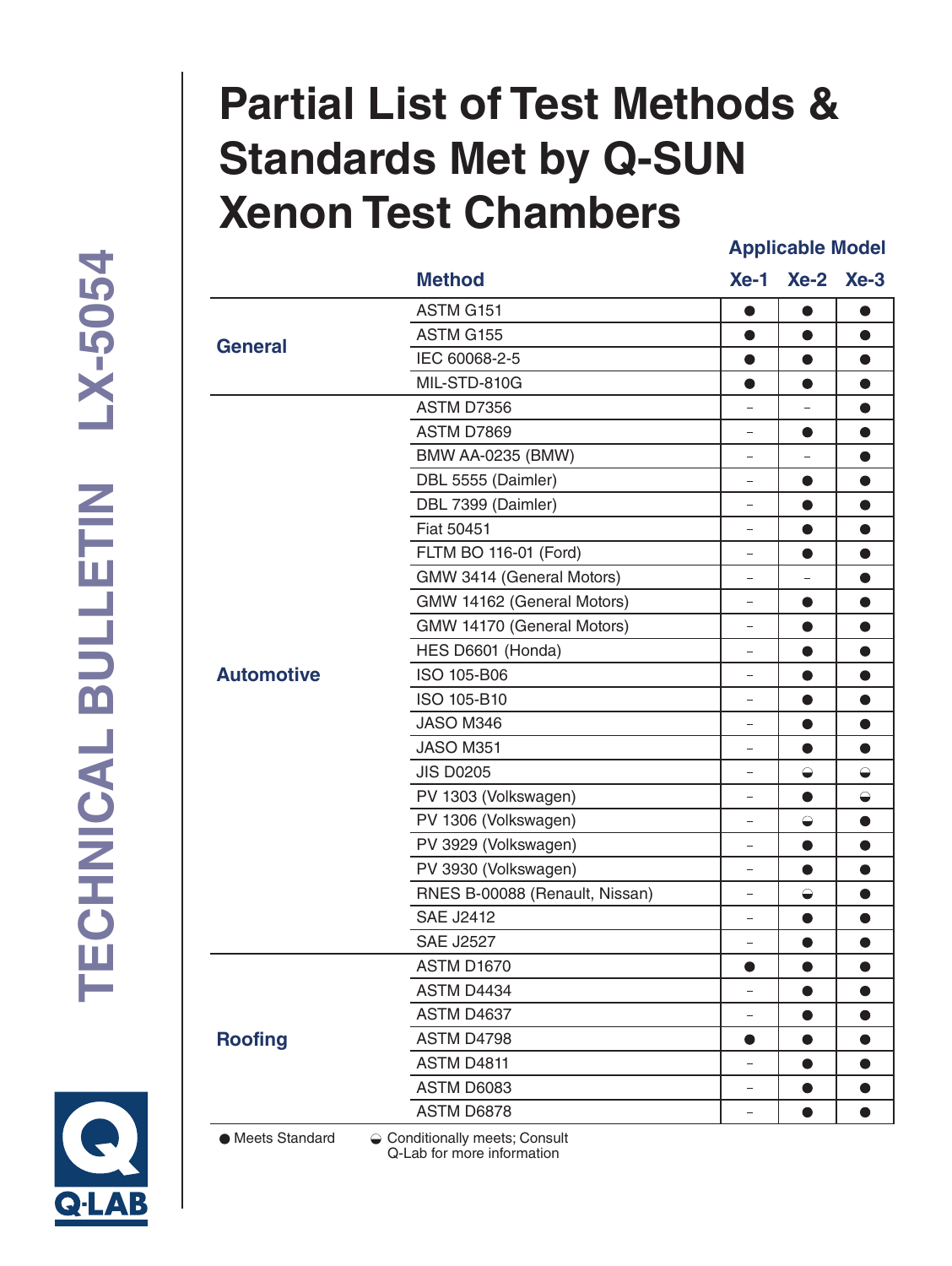# Partial List of Test Methods & Standards Met by Q-SUN Xenon Test Chambers

TECHNICAL BULLETIN LX-5054

| | Method | Applicable Model | | |
|---|---|---|---|---|
| | | Xe-1 | Xe-2 | Xe-3 |
| General | ASTM G151 | ● | ● | ● |
| | ASTM G155 | ● | ● | ● |
| | IEC 60068-2-5 | ● | ● | ● |
| | MIL-STD-810G | ● | ● | ● |
| Automotive | ASTM D7356 | – | – | ● |
| | ASTM D7869 | – | ● | ● |
| | BMW AA-0235 (BMW) | – | – | ● |
| | DBL 5555 (Daimler) | – | ● | ● |
| | DBL 7399 (Daimler) | – | ● | ● |
| | Fiat 50451 | – | ● | ● |
| | FLTM BO 116-01 (Ford) | – | ● | ● |
| | GMW 3414 (General Motors) | – | – | ● |
| | GMW 14162 (General Motors) | – | ● | ● |
| | GMW 14170 (General Motors) | – | ● | ● |
| | HES D6601 (Honda) | – | ● | ● |
| | ISO 105-B06 | – | ● | ● |
| | ISO 105-B10 | – | ● | ● |
| | JASO M346 | – | ● | ● |
| | JASO M351 | – | ● | ● |
| | JIS D0205 | – | ◒ | ◒ |
| | PV 1303 (Volkswagen) | – | ● | ◒ |
| | PV 1306 (Volkswagen) | – | ◒ | ● |
| | PV 3929 (Volkswagen) | – | ● | ● |
| | PV 3930 (Volkswagen) | – | ● | ● |
| | RNES B-00088 (Renault, Nissan) | – | ◒ | ● |
| | SAE J2412 | – | ● | ● |
| | SAE J2527 | – | ● | ● |
| Roofing | ASTM D1670 | ● | ● | ● |
| | ASTM D4434 | – | ● | ● |
| | ASTM D4637 | – | ● | ● |
| | ASTM D4798 | ● | ● | ● |
| | ASTM D4811 | – | ● | ● |
| | ASTM D6083 | – | ● | ● |
| | ASTM D6878 | – | ● | ● |

● Meets Standard ◒ Conditionally meets; Consult Q-Lab for more information

Q-LAB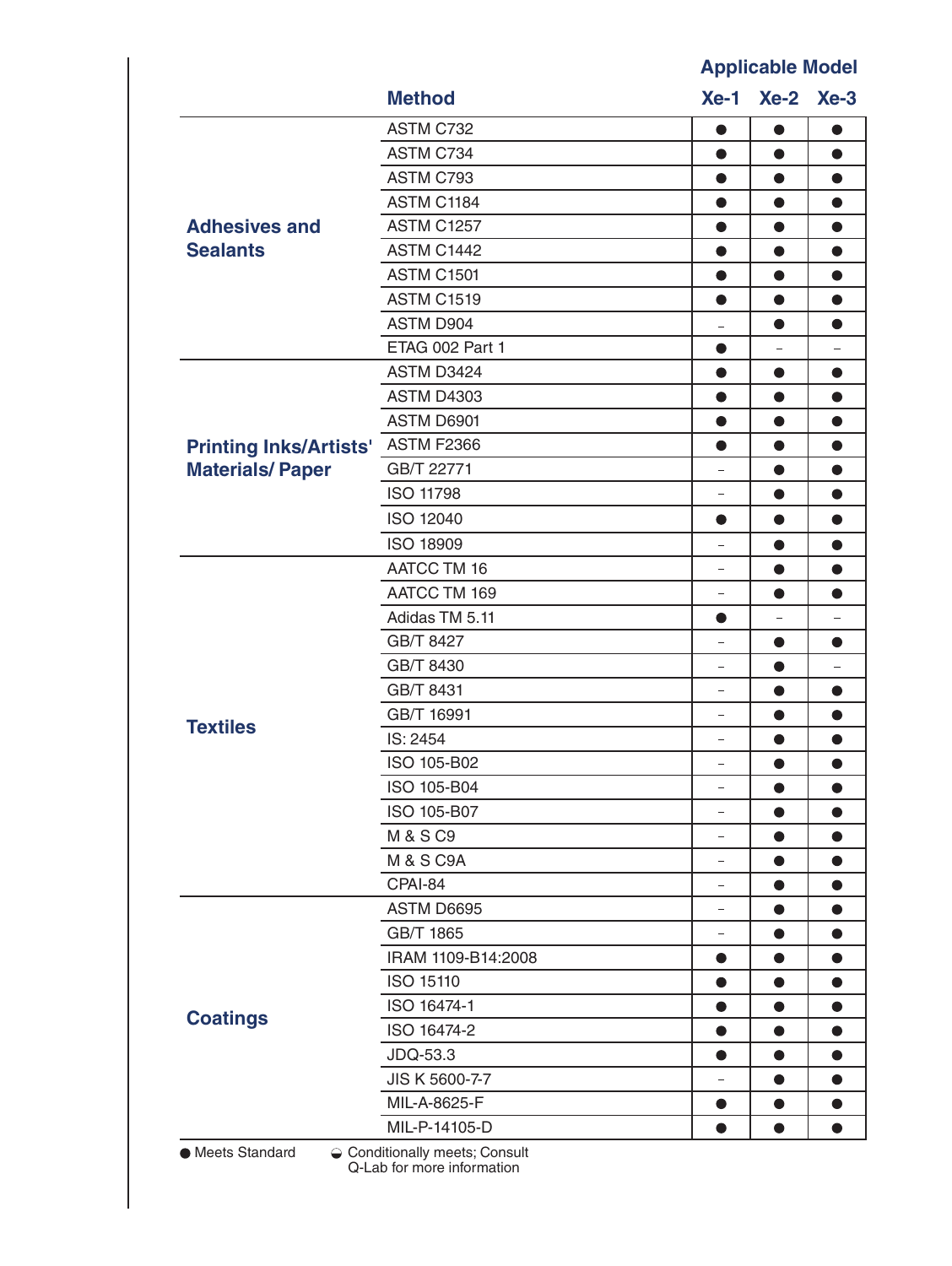| | Method | Applicable Model | | |
|---|---|---|---|---|
| | | Xe-1 | Xe-2 | Xe-3 |
| Adhesives and Sealants | ASTM C732 | ● | ● | ● |
| | ASTM C734 | ● | ● | ● |
| | ASTM C793 | ● | ● | ● |
| | ASTM C1184 | ● | ● | ● |
| | ASTM C1257 | ● | ● | ● |
| | ASTM C1442 | ● | ● | ● |
| | ASTM C1501 | ● | ● | ● |
| | ASTM C1519 | ● | ● | ● |
| | ASTM D904 | – | ● | ● |
| | ETAG 002 Part 1 | ● | – | – |
| Printing Inks/Artists' Materials/ Paper | ASTM D3424 | ● | ● | ● |
| | ASTM D4303 | ● | ● | ● |
| | ASTM D6901 | ● | ● | ● |
| | ASTM F2366 | ● | ● | ● |
| | GB/T 22771 | – | ● | ● |
| | ISO 11798 | – | ● | ● |
| | ISO 12040 | ● | ● | ● |
| | ISO 18909 | – | ● | ● |
| Textiles | AATCC TM 16 | – | ● | ● |
| | AATCC TM 169 | – | ● | ● |
| | Adidas TM 5.11 | ● | – | – |
| | GB/T 8427 | – | ● | ● |
| | GB/T 8430 | – | ● | – |
| | GB/T 8431 | – | ● | ● |
| | GB/T 16991 | – | ● | ● |
| | IS: 2454 | – | ● | ● |
| | ISO 105-B02 | – | ● | ● |
| | ISO 105-B04 | – | ● | ● |
| | ISO 105-B07 | – | ● | ● |
| | M & S C9 | – | ● | ● |
| | M & S C9A | – | ● | ● |
| | CPAI-84 | – | ● | ● |
| Coatings | ASTM D6695 | – | ● | ● |
| | GB/T 1865 | – | ● | ● |
| | IRAM 1109-B14:2008 | ● | ● | ● |
| | ISO 15110 | ● | ● | ● |
| | ISO 16474-1 | ● | ● | ● |
| | ISO 16474-2 | ● | ● | ● |
| | JDQ-53.3 | ● | ● | ● |
| | JIS K 5600-7-7 | – | ● | ● |
| | MIL-A-8625-F | ● | ● | ● |
| | MIL-P-14105-D | ● | ● | ● |

● Meets Standard ◒ Conditionally meets; Consult Q-Lab for more information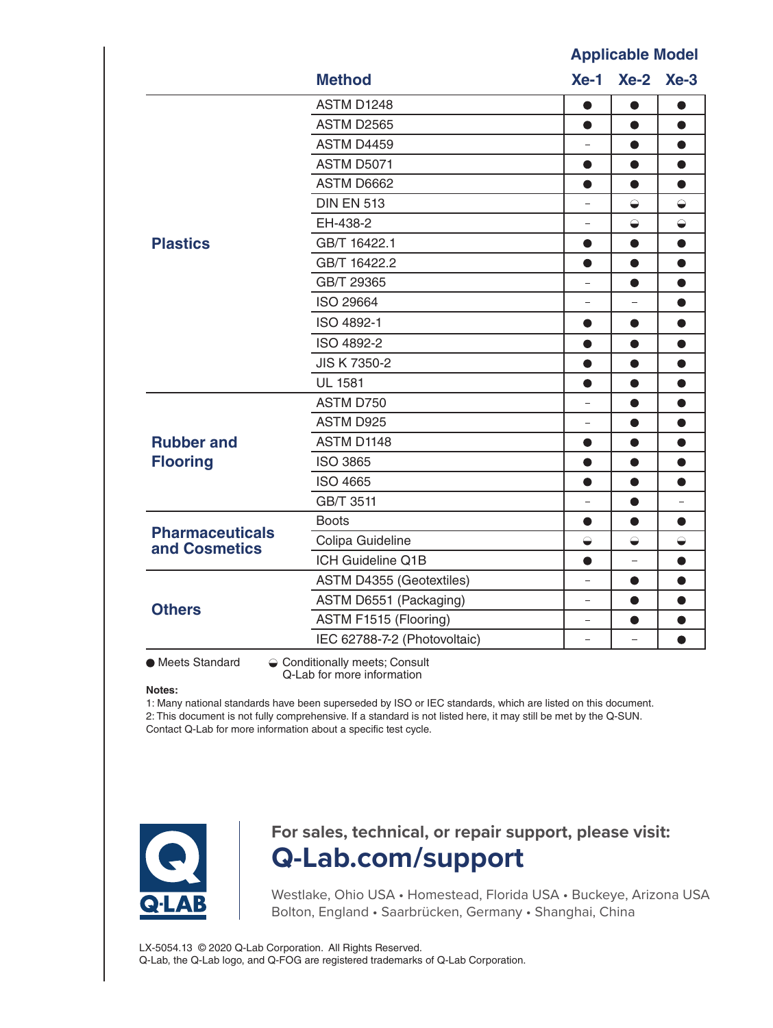| | Method | Applicable Model Xe-1 | Xe-2 | Xe-3 |
|---|---|---|---|---|
| Plastics | ASTM D1248 | ● | ● | ● |
| | ASTM D2565 | ● | ● | ● |
| | ASTM D4459 | – | ● | ● |
| | ASTM D5071 | ● | ● | ● |
| | ASTM D6662 | ● | ● | ● |
| | DIN EN 513 | – | ◒ | ◒ |
| | EH-438-2 | – | ◒ | ◒ |
| | GB/T 16422.1 | ● | ● | ● |
| | GB/T 16422.2 | ● | ● | ● |
| | GB/T 29365 | – | ● | ● |
| | ISO 29664 | – | – | ● |
| | ISO 4892-1 | ● | ● | ● |
| | ISO 4892-2 | ● | ● | ● |
| | JIS K 7350-2 | ● | ● | ● |
| | UL 1581 | ● | ● | ● |
| Rubber and Flooring | ASTM D750 | – | ● | ● |
| | ASTM D925 | – | ● | ● |
| | ASTM D1148 | ● | ● | ● |
| | ISO 3865 | ● | ● | ● |
| | ISO 4665 | ● | ● | ● |
| | GB/T 3511 | – | ● | – |
| Pharmaceuticals and Cosmetics | Boots | ● | ● | ● |
| | Colipa Guideline | ◒ | ◒ | ◒ |
| | ICH Guideline Q1B | ● | – | ● |
| Others | ASTM D4355 (Geotextiles) | – | ● | ● |
| | ASTM D6551 (Packaging) | – | ● | ● |
| | ASTM F1515 (Flooring) | – | ● | ● |
| | IEC 62788-7-2 (Photovoltaic) | – | – | ● |

● Meets Standard ◒ Conditionally meets; Consult Q-Lab for more information

**Notes:**

1: Many national standards have been superseded by ISO or IEC standards, which are listed on this document.

2: This document is not fully comprehensive. If a standard is not listed here, it may still be met by the Q-SUN. Contact Q-Lab for more information about a specific test cycle.

Q-LAB

**For sales, technical, or repair support, please visit:**

## Q-Lab.com/support

Westlake, Ohio USA • Homestead, Florida USA • Buckeye, Arizona USA
Bolton, England • Saarbrücken, Germany • Shanghai, China

LX-5054.13 © 2020 Q-Lab Corporation. All Rights Reserved.
Q-Lab, the Q-Lab logo, and Q-FOG are registered trademarks of Q-Lab Corporation.